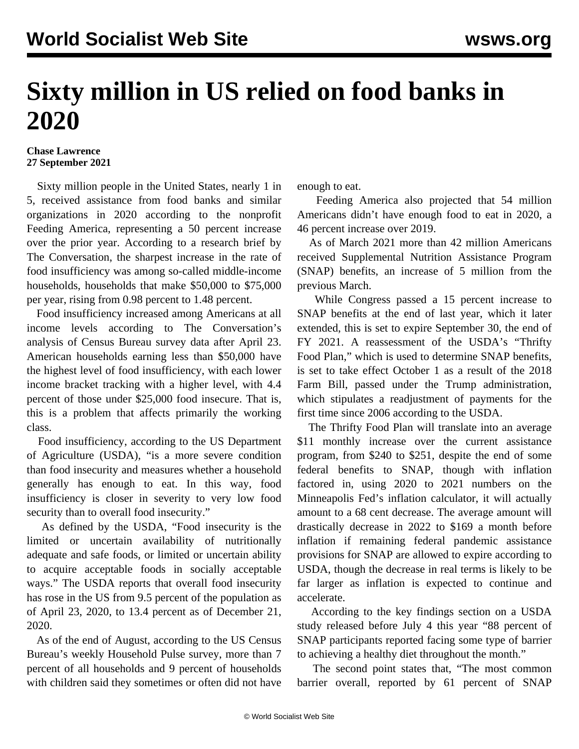# Sixty million in US relied on food banks in 2020

**Chase Lawrence**
**27 September 2021**

Sixty million people in the United States, nearly 1 in 5, received assistance from food banks and similar organizations in 2020 according to the nonprofit Feeding America, representing a 50 percent increase over the prior year. According to a research brief by The Conversation, the sharpest increase in the rate of food insufficiency was among so-called middle-income households, households that make $50,000 to $75,000 per year, rising from 0.98 percent to 1.48 percent.

Food insufficiency increased among Americans at all income levels according to The Conversation's analysis of Census Bureau survey data after April 23. American households earning less than $50,000 have the highest level of food insufficiency, with each lower income bracket tracking with a higher level, with 4.4 percent of those under $25,000 food insecure. That is, this is a problem that affects primarily the working class.

Food insufficiency, according to the US Department of Agriculture (USDA), "is a more severe condition than food insecurity and measures whether a household generally has enough to eat. In this way, food insufficiency is closer in severity to very low food security than to overall food insecurity."

As defined by the USDA, "Food insecurity is the limited or uncertain availability of nutritionally adequate and safe foods, or limited or uncertain ability to acquire acceptable foods in socially acceptable ways." The USDA reports that overall food insecurity has rose in the US from 9.5 percent of the population as of April 23, 2020, to 13.4 percent as of December 21, 2020.

As of the end of August, according to the US Census Bureau's weekly Household Pulse survey, more than 7 percent of all households and 9 percent of households with children said they sometimes or often did not have enough to eat.

Feeding America also projected that 54 million Americans didn't have enough food to eat in 2020, a 46 percent increase over 2019.

As of March 2021 more than 42 million Americans received Supplemental Nutrition Assistance Program (SNAP) benefits, an increase of 5 million from the previous March.

While Congress passed a 15 percent increase to SNAP benefits at the end of last year, which it later extended, this is set to expire September 30, the end of FY 2021. A reassessment of the USDA's "Thrifty Food Plan," which is used to determine SNAP benefits, is set to take effect October 1 as a result of the 2018 Farm Bill, passed under the Trump administration, which stipulates a readjustment of payments for the first time since 2006 according to the USDA.

The Thrifty Food Plan will translate into an average $11 monthly increase over the current assistance program, from $240 to $251, despite the end of some federal benefits to SNAP, though with inflation factored in, using 2020 to 2021 numbers on the Minneapolis Fed's inflation calculator, it will actually amount to a 68 cent decrease. The average amount will drastically decrease in 2022 to $169 a month before inflation if remaining federal pandemic assistance provisions for SNAP are allowed to expire according to USDA, though the decrease in real terms is likely to be far larger as inflation is expected to continue and accelerate.

According to the key findings section on a USDA study released before July 4 this year "88 percent of SNAP participants reported facing some type of barrier to achieving a healthy diet throughout the month."

The second point states that, "The most common barrier overall, reported by 61 percent of SNAP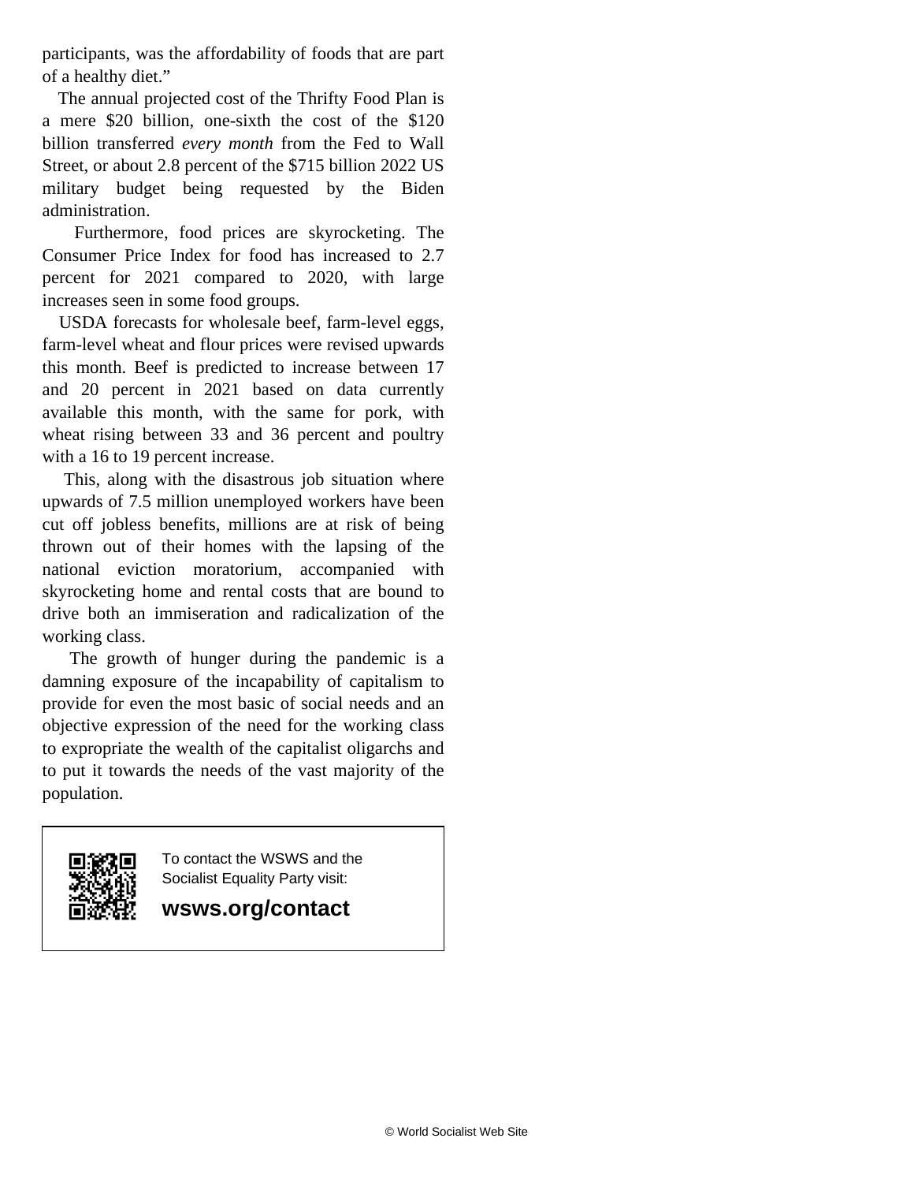participants, was the affordability of foods that are part of a healthy diet."

The annual projected cost of the Thrifty Food Plan is a mere $20 billion, one-sixth the cost of the $120 billion transferred *every month* from the Fed to Wall Street, or about 2.8 percent of the $715 billion 2022 US military budget being requested by the Biden administration.

Furthermore, food prices are skyrocketing. The Consumer Price Index for food has increased to 2.7 percent for 2021 compared to 2020, with large increases seen in some food groups.

USDA forecasts for wholesale beef, farm-level eggs, farm-level wheat and flour prices were revised upwards this month. Beef is predicted to increase between 17 and 20 percent in 2021 based on data currently available this month, with the same for pork, with wheat rising between 33 and 36 percent and poultry with a 16 to 19 percent increase.

This, along with the disastrous job situation where upwards of 7.5 million unemployed workers have been cut off jobless benefits, millions are at risk of being thrown out of their homes with the lapsing of the national eviction moratorium, accompanied with skyrocketing home and rental costs that are bound to drive both an immiseration and radicalization of the working class.

The growth of hunger during the pandemic is a damning exposure of the incapability of capitalism to provide for even the most basic of social needs and an objective expression of the need for the working class to expropriate the wealth of the capitalist oligarchs and to put it towards the needs of the vast majority of the population.

To contact the WSWS and the Socialist Equality Party visit:

**wsws.org/contact**